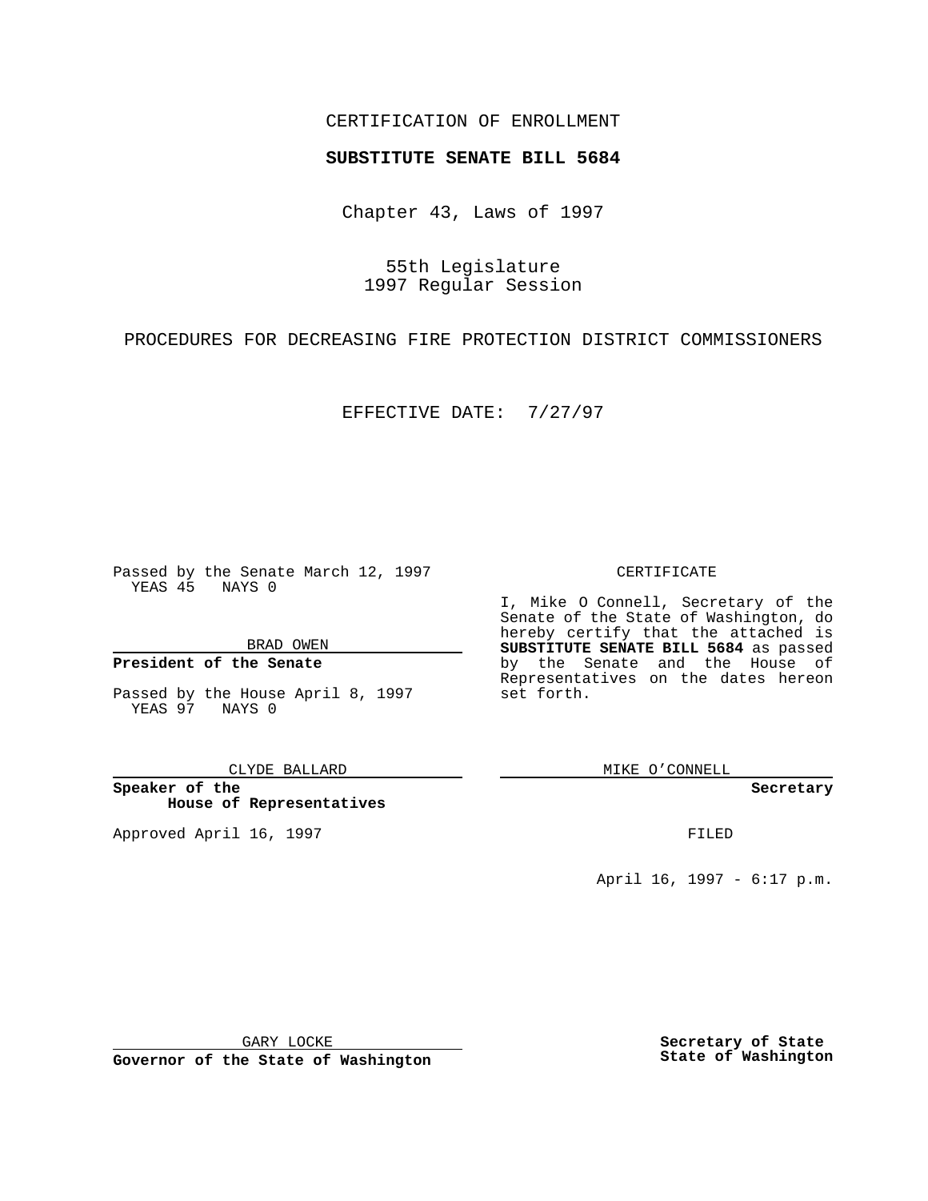CERTIFICATION OF ENROLLMENT

**SUBSTITUTE SENATE BILL 5684**

Chapter 43, Laws of 1997

55th Legislature
1997 Regular Session

PROCEDURES FOR DECREASING FIRE PROTECTION DISTRICT COMMISSIONERS

EFFECTIVE DATE: 7/27/97

Passed by the Senate March 12, 1997
YEAS 45 NAYS 0

BRAD OWEN

**President of the Senate**

Passed by the House April 8, 1997
YEAS 97 NAYS 0

CLYDE BALLARD

**Speaker of the House of Representatives**

Approved April 16, 1997

GARY LOCKE

**Governor of the State of Washington**

CERTIFICATE

I, Mike O Connell, Secretary of the Senate of the State of Washington, do hereby certify that the attached is **SUBSTITUTE SENATE BILL 5684** as passed by the Senate and the House of Representatives on the dates hereon set forth.

MIKE O'CONNELL

**Secretary**

FILED

April 16, 1997 - 6:17 p.m.

**Secretary of State**
**State of Washington**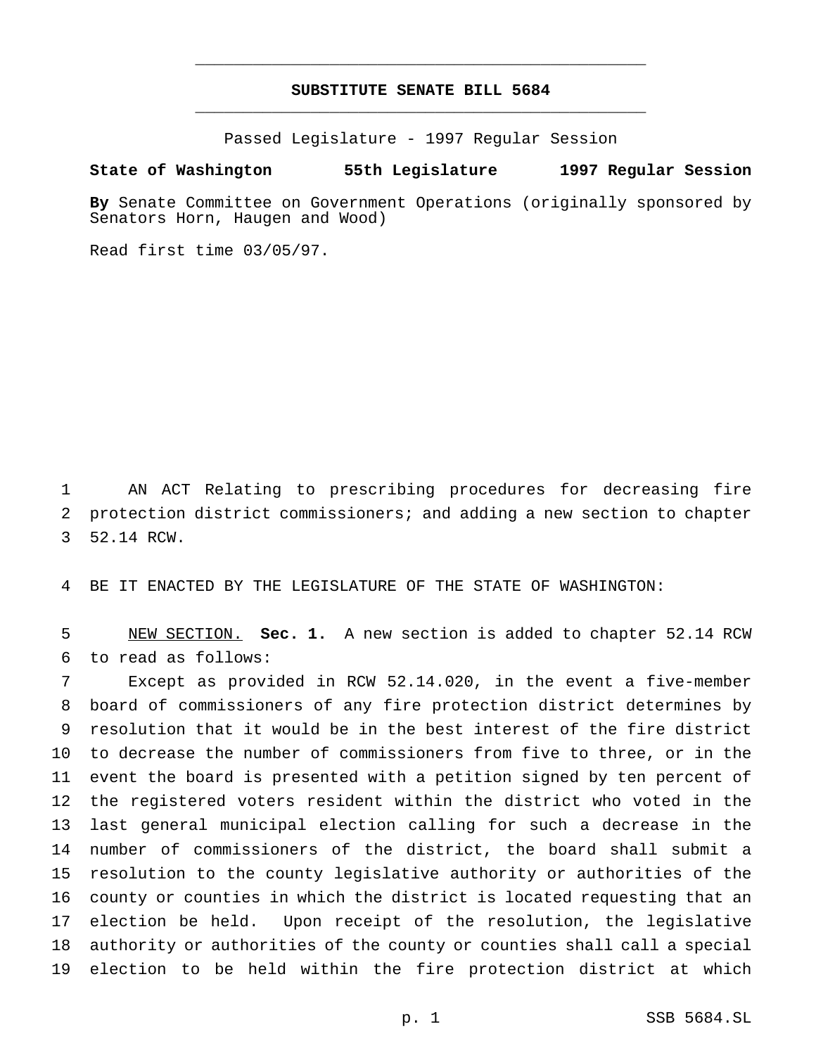# SUBSTITUTE SENATE BILL 5684

Passed Legislature - 1997 Regular Session

**State of Washington 55th Legislature 1997 Regular Session**

**By** Senate Committee on Government Operations (originally sponsored by Senators Horn, Haugen and Wood)

Read first time 03/05/97.

AN ACT Relating to prescribing procedures for decreasing fire protection district commissioners; and adding a new section to chapter 52.14 RCW.

BE IT ENACTED BY THE LEGISLATURE OF THE STATE OF WASHINGTON:

NEW SECTION. **Sec. 1.** A new section is added to chapter 52.14 RCW to read as follows:

Except as provided in RCW 52.14.020, in the event a five-member board of commissioners of any fire protection district determines by resolution that it would be in the best interest of the fire district to decrease the number of commissioners from five to three, or in the event the board is presented with a petition signed by ten percent of the registered voters resident within the district who voted in the last general municipal election calling for such a decrease in the number of commissioners of the district, the board shall submit a resolution to the county legislative authority or authorities of the county or counties in which the district is located requesting that an election be held. Upon receipt of the resolution, the legislative authority or authorities of the county or counties shall call a special election to be held within the fire protection district at which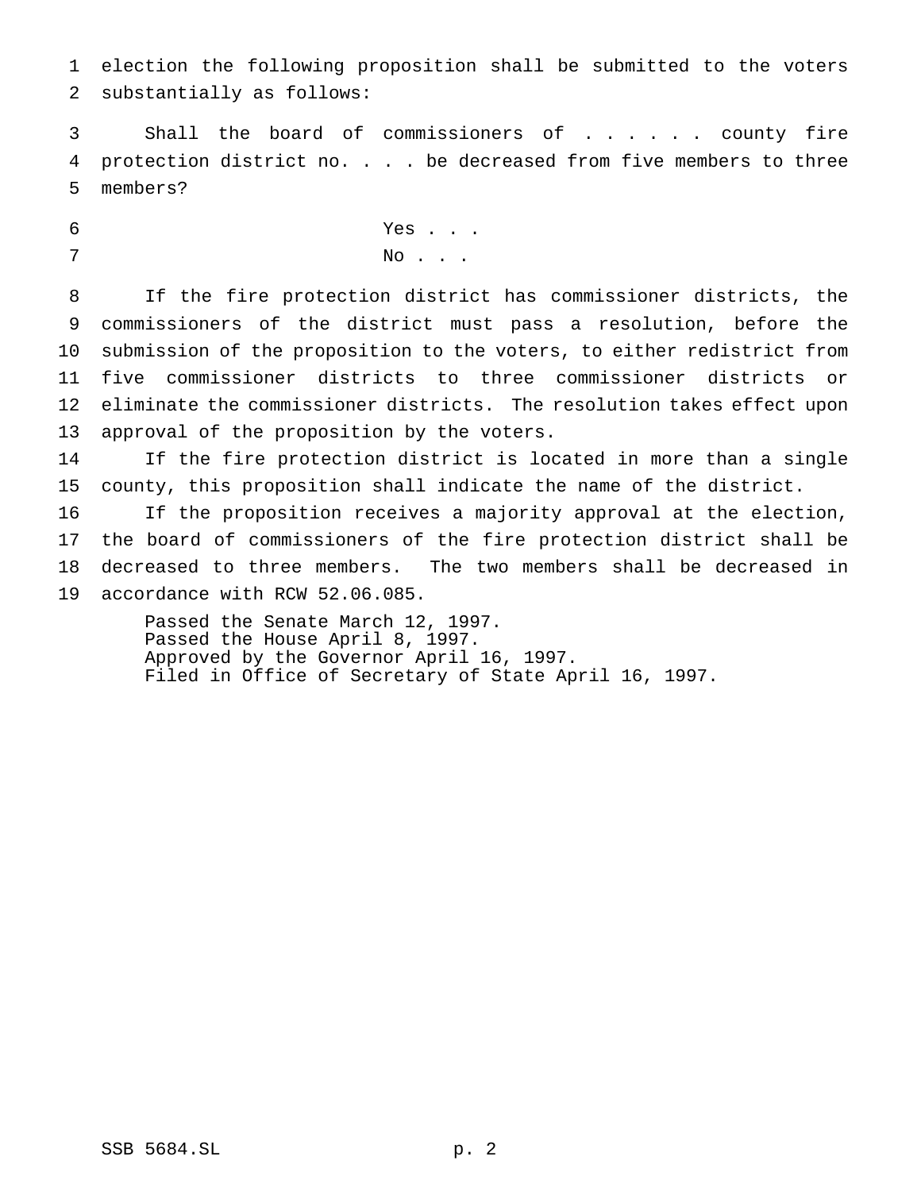election the following proposition shall be submitted to the voters substantially as follows:

Shall the board of commissioners of . . . . . . county fire protection district no. . . . be decreased from five members to three members?

Yes . . .

No . . .

If the fire protection district has commissioner districts, the commissioners of the district must pass a resolution, before the submission of the proposition to the voters, to either redistrict from five commissioner districts to three commissioner districts or eliminate the commissioner districts. The resolution takes effect upon approval of the proposition by the voters.

If the fire protection district is located in more than a single county, this proposition shall indicate the name of the district.

If the proposition receives a majority approval at the election, the board of commissioners of the fire protection district shall be decreased to three members. The two members shall be decreased in accordance with RCW 52.06.085.

Passed the Senate March 12, 1997.
Passed the House April 8, 1997.
Approved by the Governor April 16, 1997.
Filed in Office of Secretary of State April 16, 1997.